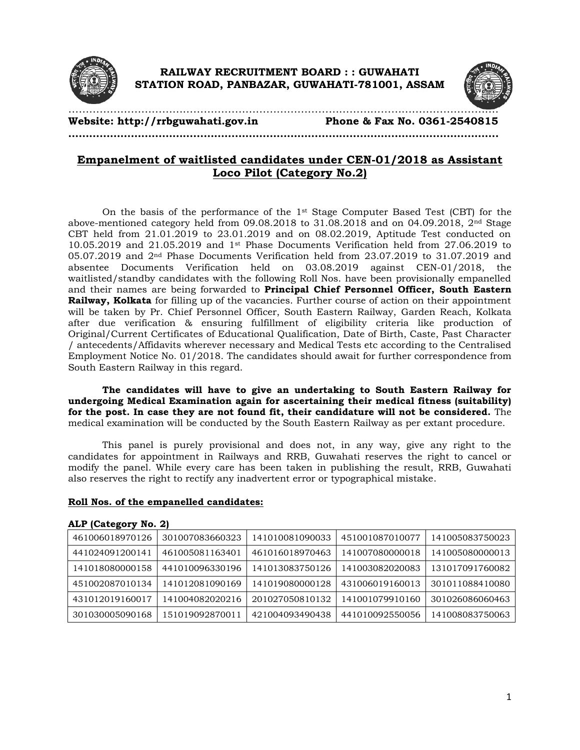# RAILWAY RECRUITMENT BOARD : : GUWAHATI
# STATION ROAD, PANBAZAR, GUWAHATI-781001, ASSAM

**Website: http://rrbguwahati.gov.in Phone & Fax No. 0361-2540815**

## Empanelment of waitlisted candidates under CEN-01/2018 as Assistant Loco Pilot (Category No.2)

On the basis of the performance of the 1st Stage Computer Based Test (CBT) for the above-mentioned category held from 09.08.2018 to 31.08.2018 and on 04.09.2018, 2nd Stage CBT held from 21.01.2019 to 23.01.2019 and on 08.02.2019, Aptitude Test conducted on 10.05.2019 and 21.05.2019 and 1st Phase Documents Verification held from 27.06.2019 to 05.07.2019 and 2nd Phase Documents Verification held from 23.07.2019 to 31.07.2019 and absentee Documents Verification held on 03.08.2019 against CEN-01/2018, the waitlisted/standby candidates with the following Roll Nos. have been provisionally empanelled and their names are being forwarded to **Principal Chief Personnel Officer, South Eastern Railway, Kolkata** for filling up of the vacancies. Further course of action on their appointment will be taken by Pr. Chief Personnel Officer, South Eastern Railway, Garden Reach, Kolkata after due verification & ensuring fulfillment of eligibility criteria like production of Original/Current Certificates of Educational Qualification, Date of Birth, Caste, Past Character / antecedents/Affidavits wherever necessary and Medical Tests etc according to the Centralised Employment Notice No. 01/2018. The candidates should await for further correspondence from South Eastern Railway in this regard.

**The candidates will have to give an undertaking to South Eastern Railway for undergoing Medical Examination again for ascertaining their medical fitness (suitability) for the post. In case they are not found fit, their candidature will not be considered.** The medical examination will be conducted by the South Eastern Railway as per extant procedure.

This panel is purely provisional and does not, in any way, give any right to the candidates for appointment in Railways and RRB, Guwahati reserves the right to cancel or modify the panel. While every care has been taken in publishing the result, RRB, Guwahati also reserves the right to rectify any inadvertent error or typographical mistake.

**Roll Nos. of the empanelled candidates:**

**ALP (Category No. 2)**

| | | | | |
|---|---|---|---|---|
| 461006018970126 | 301007083660323 | 141010081090033 | 451001087010077 | 141005083750023 |
| 441024091200141 | 461005081163401 | 461016018970463 | 141007080000018 | 141005080000013 |
| 141018080000158 | 441010096330196 | 141013083750126 | 141003082020083 | 131017091760082 |
| 451002087010134 | 141012081090169 | 141019080000128 | 431006019160013 | 301011088410080 |
| 431012019160017 | 141004082020216 | 201027050810132 | 141001079910160 | 301026086060463 |
| 301030005090168 | 151019092870011 | 421004093490438 | 441010092550056 | 141008083750063 |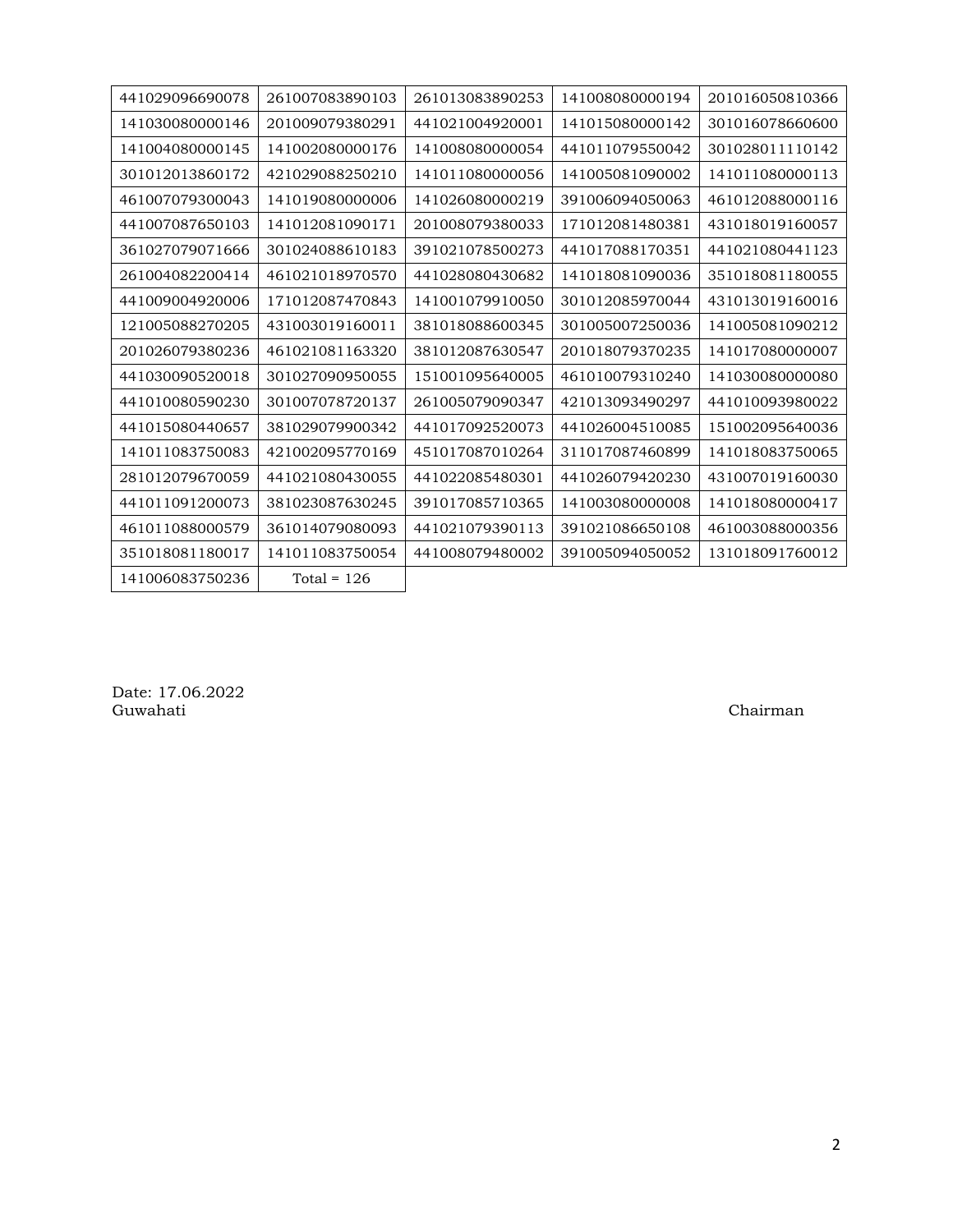| | | | | |
|---|---|---|---|---|
| 441029096690078 | 261007083890103 | 261013083890253 | 141008080000194 | 201016050810366 |
| 141030080000146 | 201009079380291 | 441021004920001 | 141015080000142 | 301016078660600 |
| 141004080000145 | 141002080000176 | 141008080000054 | 441011079550042 | 301028011110142 |
| 301012013860172 | 421029088250210 | 141011080000056 | 141005081090002 | 141011080000113 |
| 461007079300043 | 141019080000006 | 141026080000219 | 391006094050063 | 461012088000116 |
| 441007087650103 | 141012081090171 | 201008079380033 | 171012081480381 | 431018019160057 |
| 361027079071666 | 301024088610183 | 391021078500273 | 441017088170351 | 441021080441123 |
| 261004082200414 | 461021018970570 | 441028080430682 | 141018081090036 | 351018081180055 |
| 441009004920006 | 171012087470843 | 141001079910050 | 301012085970044 | 431013019160016 |
| 121005088270205 | 431003019160011 | 381018088600345 | 301005007250036 | 141005081090212 |
| 201026079380236 | 461021081163320 | 381012087630547 | 201018079370235 | 141017080000007 |
| 441030090520018 | 301027090950055 | 151001095640005 | 461010079310240 | 141030080000080 |
| 441010080590230 | 301007078720137 | 261005079090347 | 421013093490297 | 441010093980022 |
| 441015080440657 | 381029079900342 | 441017092520073 | 441026004510085 | 151002095640036 |
| 141011083750083 | 421002095770169 | 451017087010264 | 311017087460899 | 141018083750065 |
| 281012079670059 | 441021080430055 | 441022085480301 | 441026079420230 | 431007019160030 |
| 441011091200073 | 381023087630245 | 391017085710365 | 141003080000008 | 141018080000417 |
| 461011088000579 | 361014079080093 | 441021079390113 | 391021086650108 | 461003088000356 |
| 351018081180017 | 141011083750054 | 441008079480002 | 391005094050052 | 131018091760012 |
| 141006083750236 | Total = 126 | | | |

Date: 17.06.2022
Guwahati

Chairman